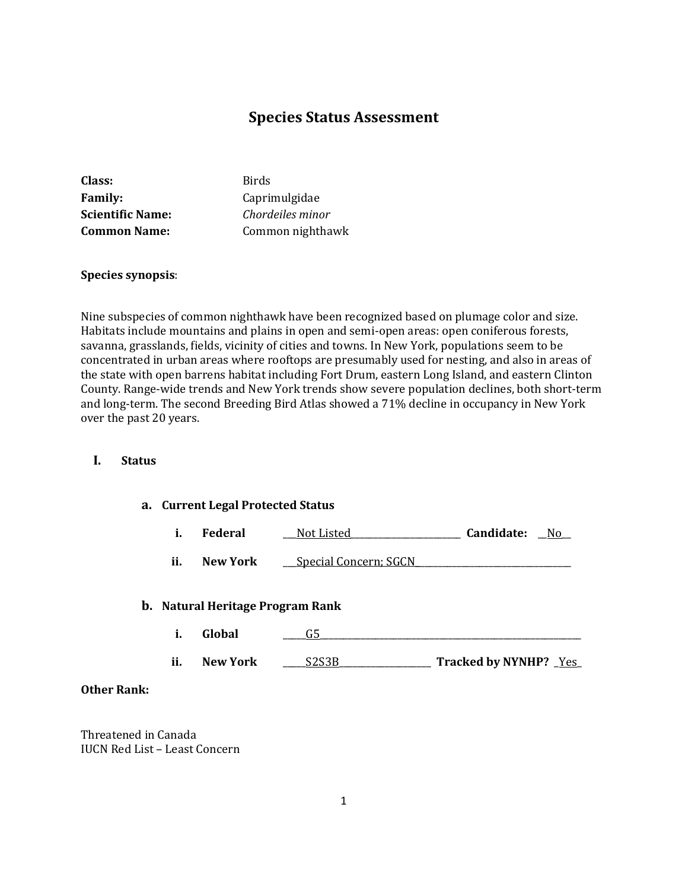# Species Status Assessment

**Class:** Birds
**Family:** Caprimulgidae
**Scientific Name:** *Chordeiles minor*
**Common Name:** Common nighthawk

**Species synopsis**:

Nine subspecies of common nighthawk have been recognized based on plumage color and size. Habitats include mountains and plains in open and semi-open areas: open coniferous forests, savanna, grasslands, fields, vicinity of cities and towns. In New York, populations seem to be concentrated in urban areas where rooftops are presumably used for nesting, and also in areas of the state with open barrens habitat including Fort Drum, eastern Long Island, and eastern Clinton County. Range-wide trends and New York trends show severe population declines, both short-term and long-term. The second Breeding Bird Atlas showed a 71% decline in occupancy in New York over the past 20 years.

## I. Status

### a. Current Legal Protected Status

i. **Federal** ___Not Listed___ **Candidate:** __No__

ii. **New York** ___Special Concern; SGCN___

### b. Natural Heritage Program Rank

i. **Global** ____G5____

ii. **New York** ____S2S3B____ **Tracked by NYNHP?** _Yes_

**Other Rank:**

Threatened in Canada
IUCN Red List – Least Concern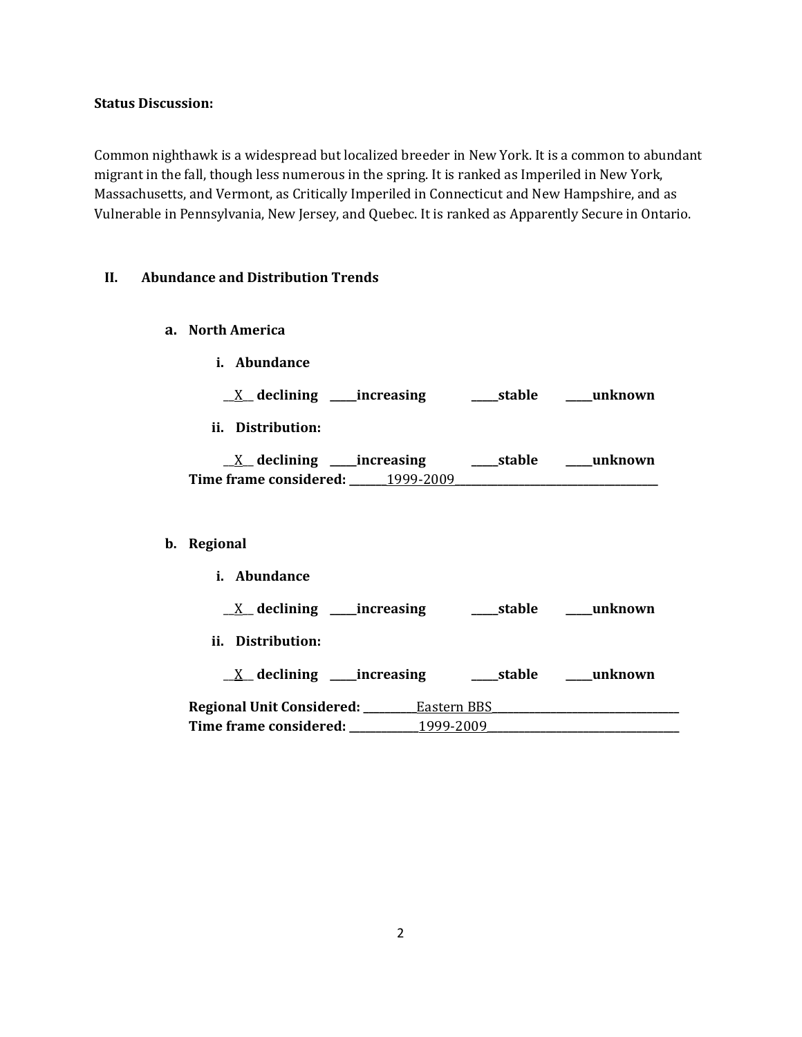**Status Discussion:**

Common nighthawk is a widespread but localized breeder in New York. It is a common to abundant migrant in the fall, though less numerous in the spring. It is ranked as Imperiled in New York, Massachusetts, and Vermont, as Critically Imperiled in Connecticut and New Hampshire, and as Vulnerable in Pennsylvania, New Jersey, and Quebec. It is ranked as Apparently Secure in Ontario.

## II. Abundance and Distribution Trends

### a. North America

**i. Abundance**

__X__ **declining** _____**increasing** _____**stable** _____**unknown**

**ii. Distribution:**

__X__ **declining** _____**increasing** _____**stable** _____**unknown**

**Time frame considered:** _______1999-2009_______

### b. Regional

**i. Abundance**

__X__ **declining** _____**increasing** _____**stable** _____**unknown**

**ii. Distribution:**

__X__ **declining** _____**increasing** _____**stable** _____**unknown**

**Regional Unit Considered:** _________Eastern BBS_________

**Time frame considered:** _________1999-2009_________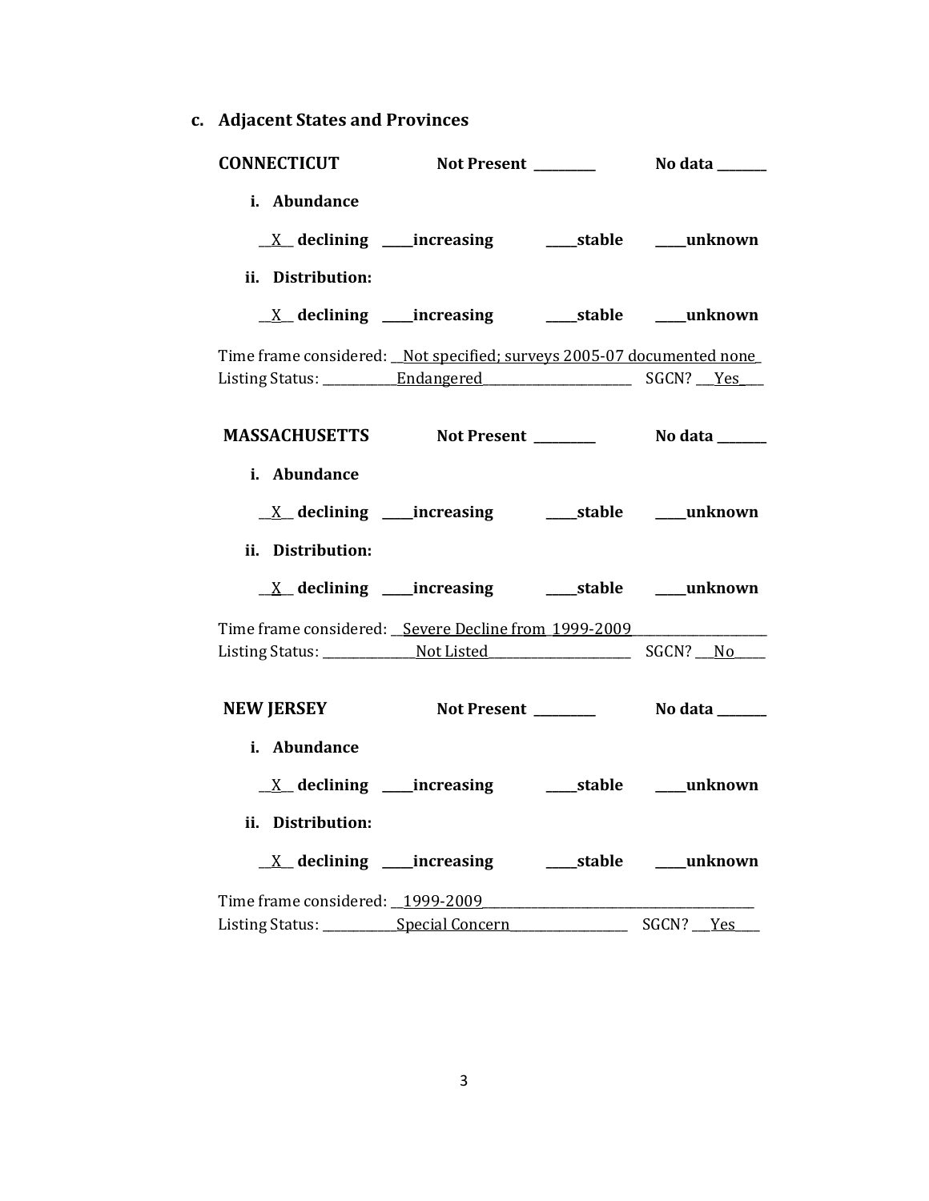### c. Adjacent States and Provinces

**CONNECTICUT** **Not Present** ________ **No data** _______

**i. Abundance**

__X__ **declining** ____**increasing** ____**stable** ____**unknown**

**ii. Distribution:**

__X__ **declining** ____**increasing** ____**stable** ____**unknown**

Time frame considered: __Not specified; surveys 2005-07 documented none_
Listing Status: ___________Endangered______________________ SGCN? ___Yes___

**MASSACHUSETTS** **Not Present** ________ **No data** _______

**i. Abundance**

__X__ **declining** ____**increasing** ____**stable** ____**unknown**

**ii. Distribution:**

__X__ **declining** ____**increasing** ____**stable** ____**unknown**

Time frame considered: __Severe Decline from 1999-2009___________________
Listing Status: ______________Not Listed_____________________ SGCN? ___No_____

**NEW JERSEY** **Not Present** ________ **No data** _______

**i. Abundance**

__X__ **declining** ____**increasing** ____**stable** ____**unknown**

**ii. Distribution:**

__X__ **declining** ____**increasing** ____**stable** ____**unknown**

Time frame considered: __1999-2009________________________________________
Listing Status: ___________Special Concern_________________ SGCN? ___Yes____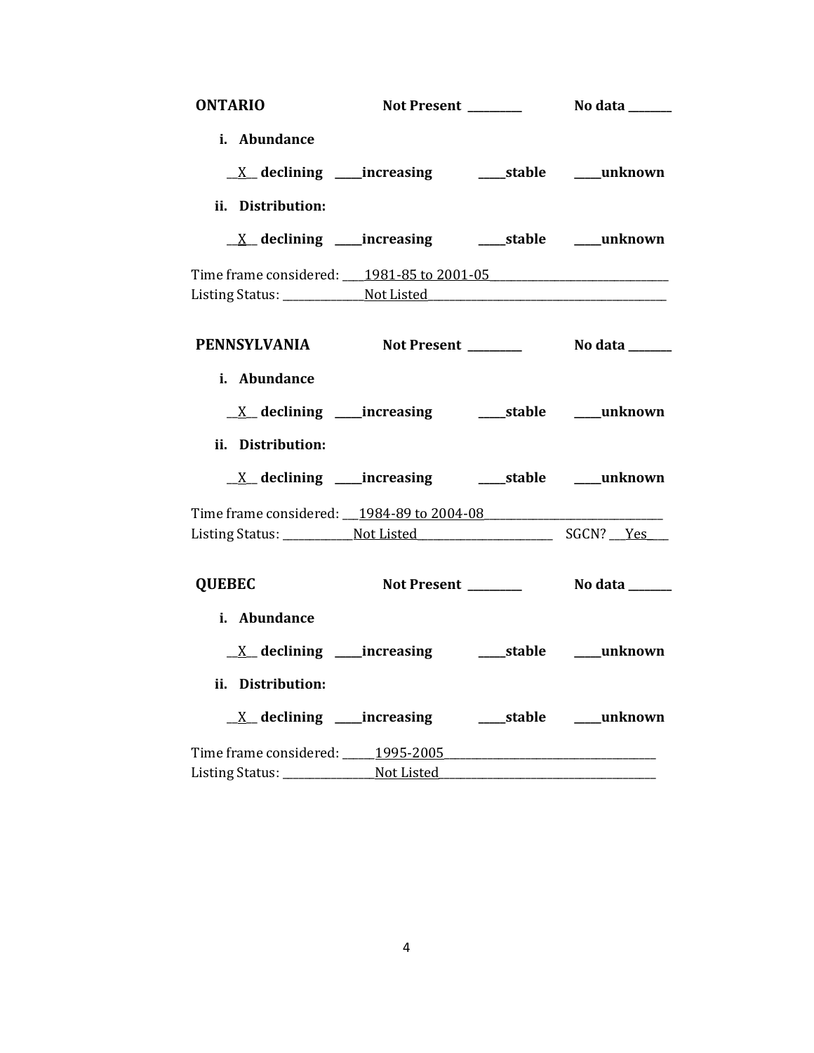**ONTARIO** **Not Present** _________ **No data** _______

**i. Abundance**

__X__ **declining** _____**increasing** _____**stable** _____**unknown**

**ii. Distribution:**

__X__ **declining** _____**increasing** _____**stable** _____**unknown**

Time frame considered: ____1981-85 to 2001-05________________________________
Listing Status: _______________Not Listed_________________________________________

**PENNSYLVANIA** **Not Present** _________ **No data** _______

**i. Abundance**

__X__ **declining** _____**increasing** _____**stable** _____**unknown**

**ii. Distribution:**

__X__ **declining** _____**increasing** _____**stable** _____**unknown**

Time frame considered: ___1984-89 to 2004-08________________________________
Listing Status: _____________Not Listed________________________ SGCN? ___Yes____

**QUEBEC** **Not Present** _________ **No data** _______

**i. Abundance**

__X__ **declining** _____**increasing** _____**stable** _____**unknown**

**ii. Distribution:**

__X__ **declining** _____**increasing** _____**stable** _____**unknown**

Time frame considered: ______1995-2005_______________________________________
Listing Status: _________________Not Listed_________________________________________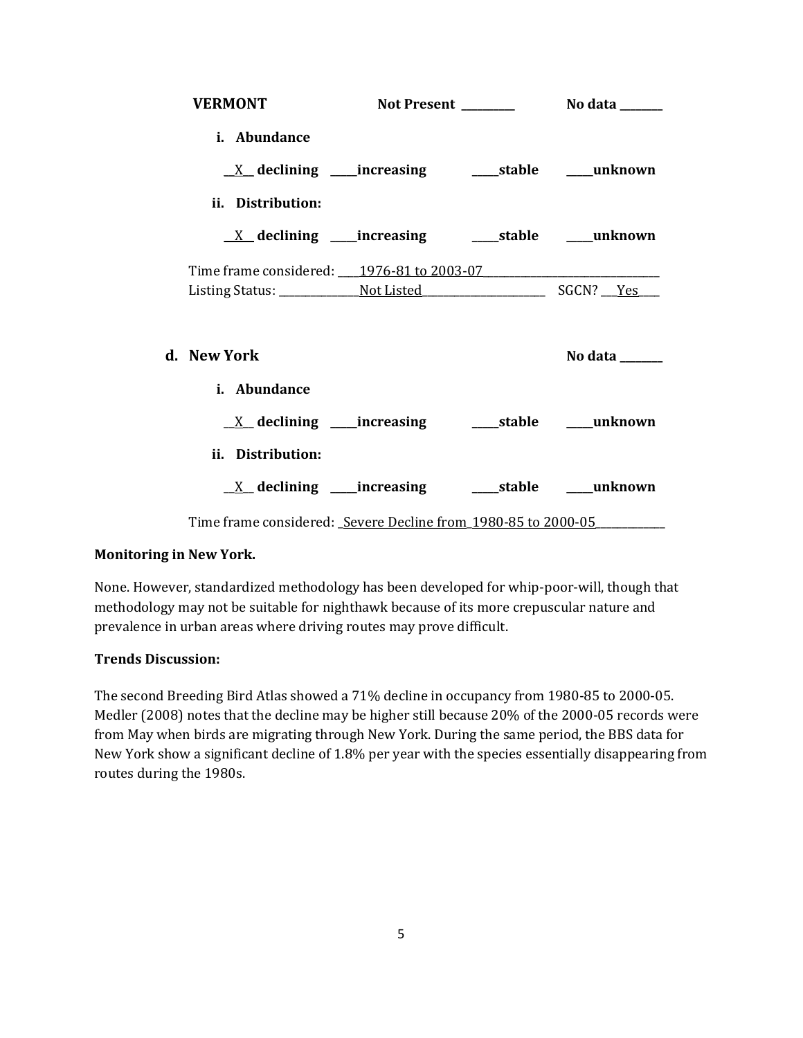**VERMONT** **Not Present** _________ **No data** ________

**i. Abundance**

__X__ **declining** _____**increasing** _____**stable** _____**unknown**

**ii. Distribution:**

__X__ **declining** _____**increasing** _____**stable** _____**unknown**

Time frame considered: ____1976-81 to 2003-07________________________________

Listing Status: _______________Not Listed______________________ SGCN? ___Yes____

**d. New York** **No data** ________

**i. Abundance**

__X__ **declining** _____**increasing** _____**stable** _____**unknown**

**ii. Distribution:**

__X__ **declining** _____**increasing** _____**stable** _____**unknown**

Time frame considered: _Severe Decline from_1980-85 to 2000-05_____________

**Monitoring in New York.**

None. However, standardized methodology has been developed for whip-poor-will, though that methodology may not be suitable for nighthawk because of its more crepuscular nature and prevalence in urban areas where driving routes may prove difficult.

**Trends Discussion:**

The second Breeding Bird Atlas showed a 71% decline in occupancy from 1980-85 to 2000-05. Medler (2008) notes that the decline may be higher still because 20% of the 2000-05 records were from May when birds are migrating through New York. During the same period, the BBS data for New York show a significant decline of 1.8% per year with the species essentially disappearing from routes during the 1980s.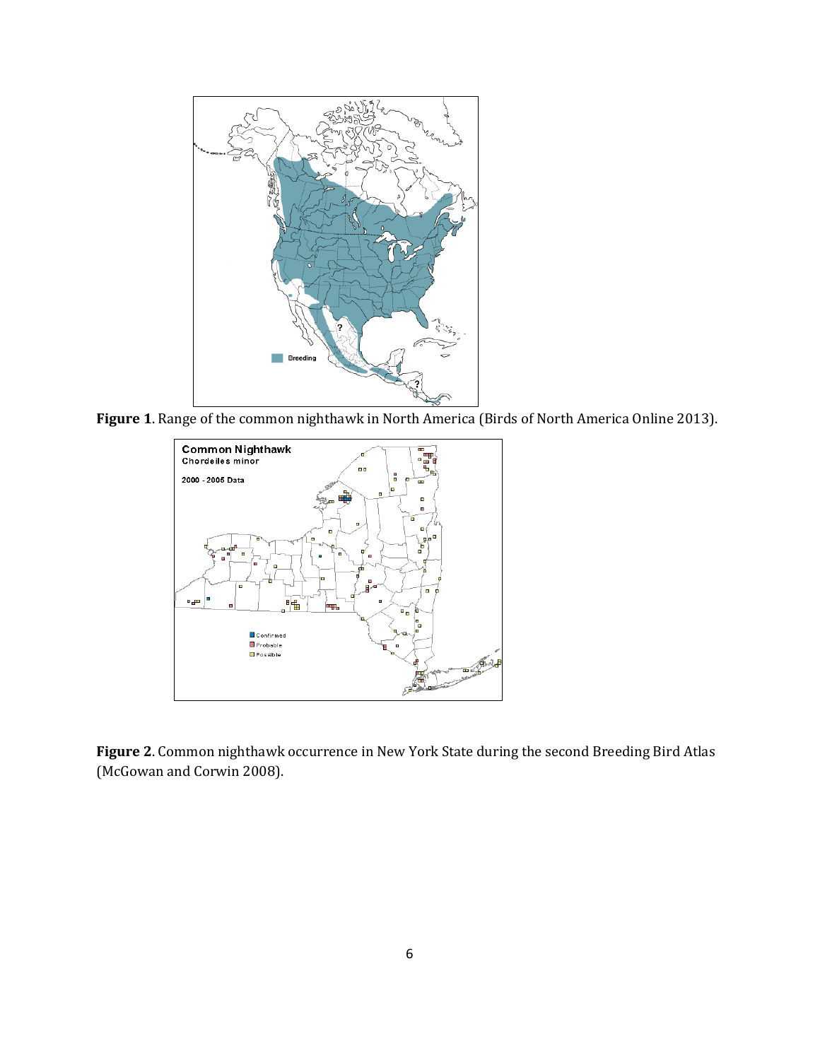**Figure 1**. Range of the common nighthawk in North America (Birds of North America Online 2013).

**Figure 2**. Common nighthawk occurrence in New York State during the second Breeding Bird Atlas (McGowan and Corwin 2008).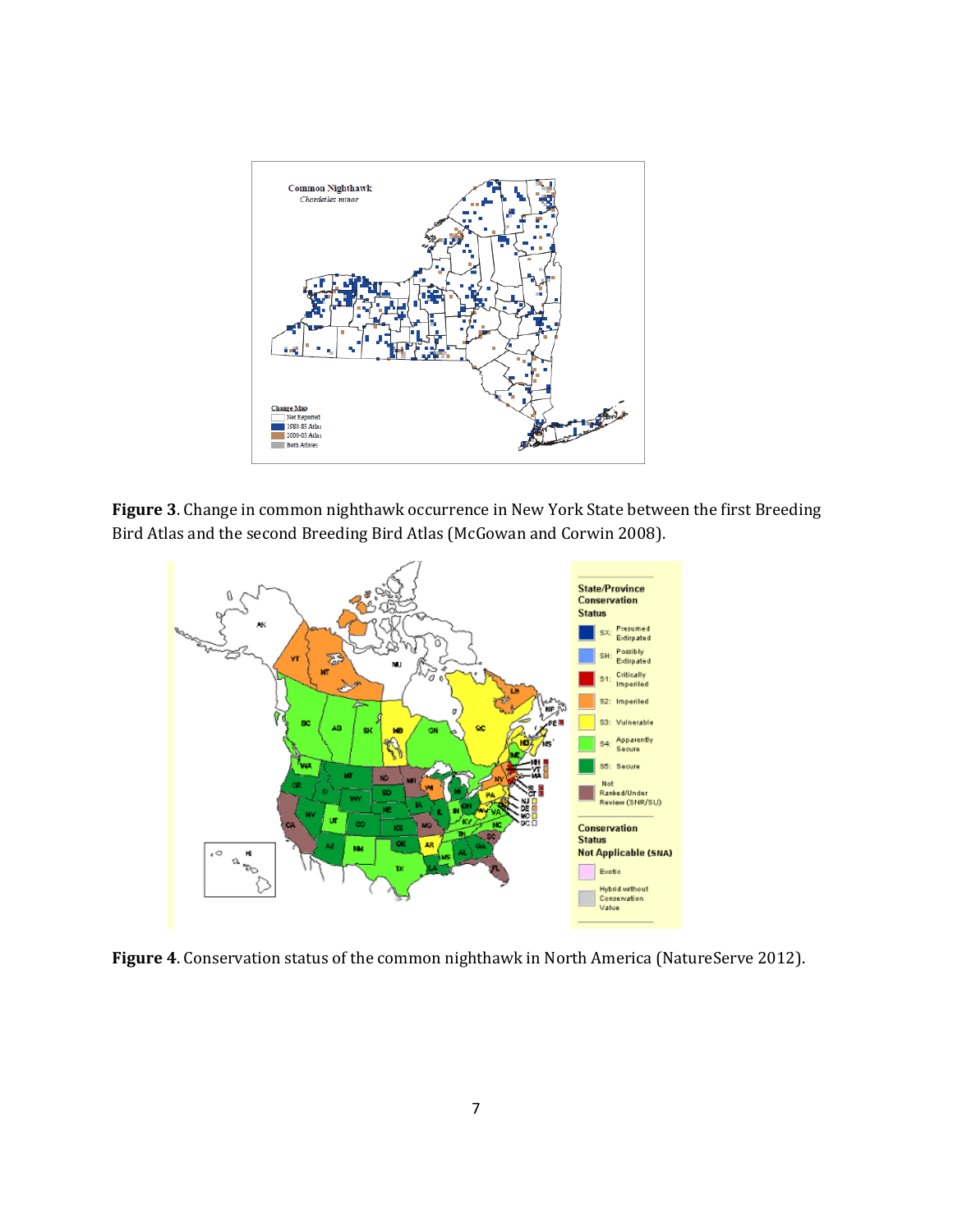**Figure 3**. Change in common nighthawk occurrence in New York State between the first Breeding Bird Atlas and the second Breeding Bird Atlas (McGowan and Corwin 2008).

**Figure 4**. Conservation status of the common nighthawk in North America (NatureServe 2012).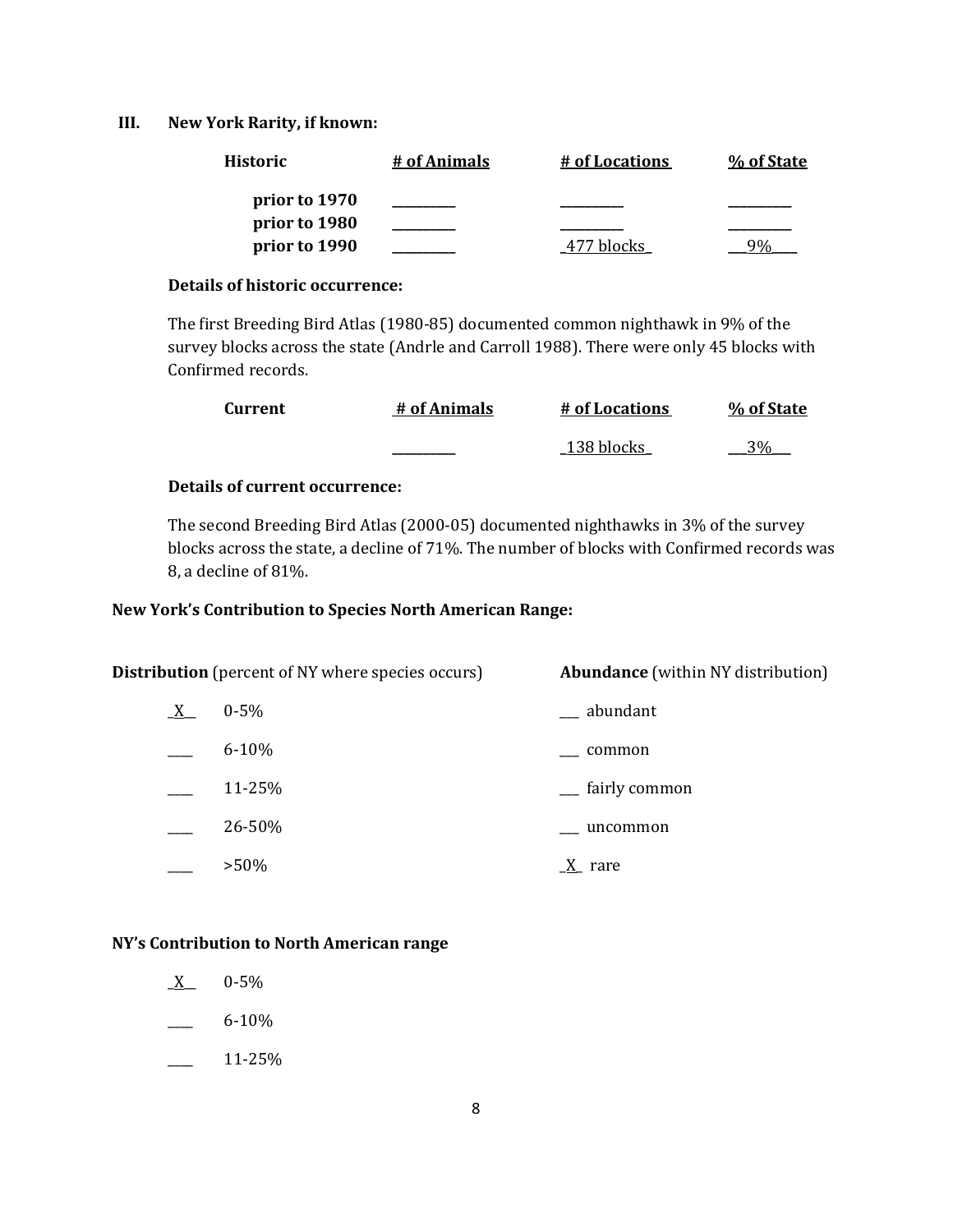## III. New York Rarity, if known:

| Historic | # of Animals | # of Locations | % of State |
|---|---|---|---|
| prior to 1970 | ________ | ________ | ________ |
| prior to 1980 | ________ | ________ | ________ |
| prior to 1990 | ________ | 477 blocks | 9% |

**Details of historic occurrence:**

The first Breeding Bird Atlas (1980-85) documented common nighthawk in 9% of the survey blocks across the state (Andrle and Carroll 1988). There were only 45 blocks with Confirmed records.

| Current | # of Animals | # of Locations | % of State |
|---|---|---|---|
| | ________ | 138 blocks | 3% |

**Details of current occurrence:**

The second Breeding Bird Atlas (2000-05) documented nighthawks in 3% of the survey blocks across the state, a decline of 71%. The number of blocks with Confirmed records was 8, a decline of 81%.

### New York's Contribution to Species North American Range:

| **Distribution** (percent of NY where species occurs) | | **Abundance** (within NY distribution) |
|---|---|---|
| X | 0-5% | ___ abundant |
| ___ | 6-10% | ___ common |
| ___ | 11-25% | ___ fairly common |
| ___ | 26-50% | ___ uncommon |
| ___ | >50% | X rare |

### NY's Contribution to North American range

- X 0-5%
- ___ 6-10%
- ___ 11-25%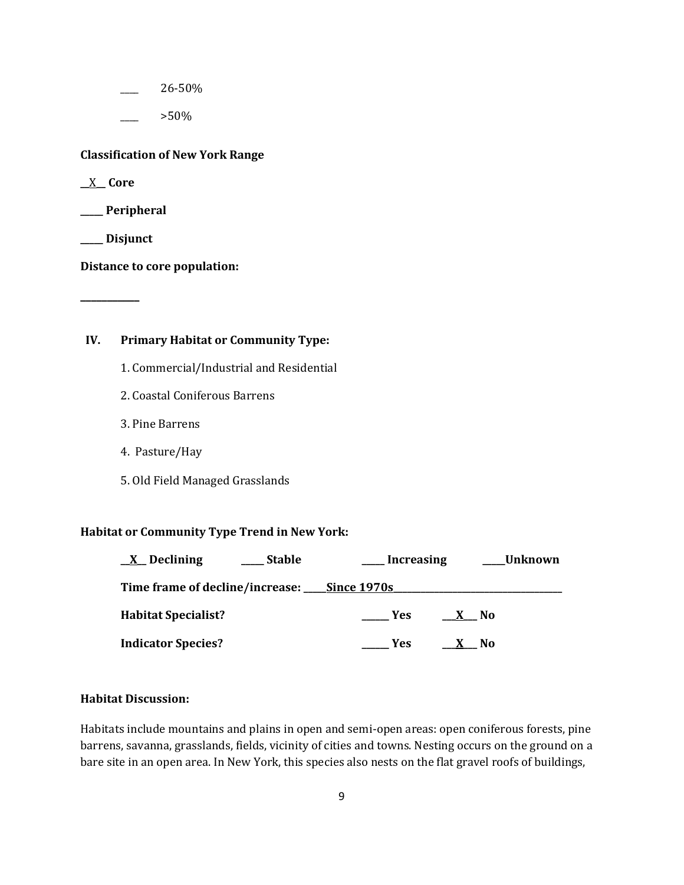____ 26-50%

____ >50%

**Classification of New York Range**

**__X__ Core**

**_____ Peripheral**

**_____ Disjunct**

**Distance to core population:**

**____________**

## IV. Primary Habitat or Community Type:

1. Commercial/Industrial and Residential
2. Coastal Coniferous Barrens
3. Pine Barrens
4. Pasture/Hay
5. Old Field Managed Grasslands

**Habitat or Community Type Trend in New York:**

**__X__ Declining** **_____ Stable** **_____ Increasing** **_____Unknown**

**Time frame of decline/increase: _____Since 1970s_____**

**Habitat Specialist?** **______ Yes** **___X___ No**

**Indicator Species?** **______ Yes** **___X___ No**

**Habitat Discussion:**

Habitats include mountains and plains in open and semi-open areas: open coniferous forests, pine barrens, savanna, grasslands, fields, vicinity of cities and towns. Nesting occurs on the ground on a bare site in an open area. In New York, this species also nests on the flat gravel roofs of buildings,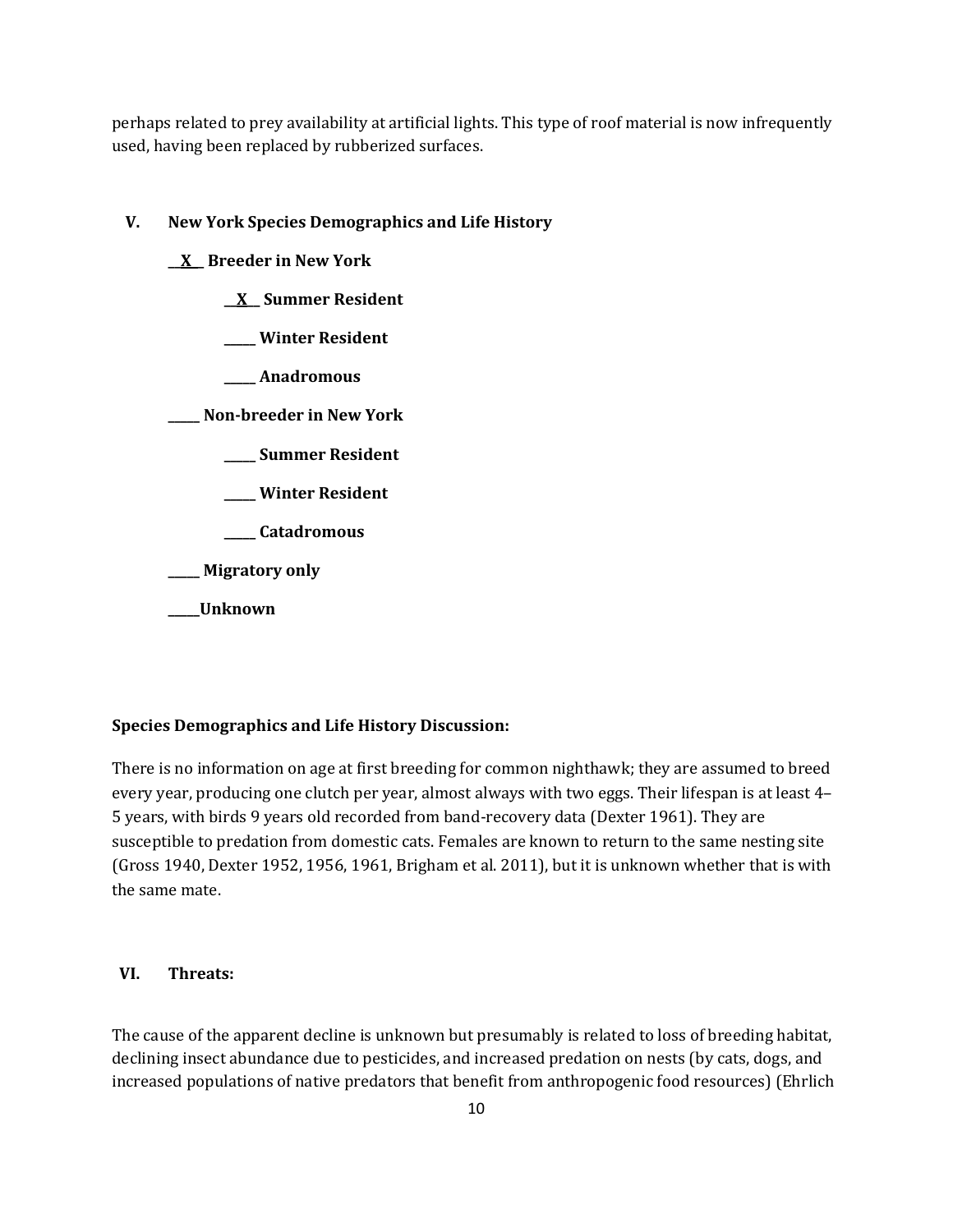perhaps related to prey availability at artificial lights. This type of roof material is now infrequently used, having been replaced by rubberized surfaces.

## V. New York Species Demographics and Life History

**__X__ Breeder in New York**

- **__X__ Summer Resident**
- **_____ Winter Resident**
- **_____ Anadromous**

**_____ Non-breeder in New York**

- **_____ Summer Resident**
- **_____ Winter Resident**
- **_____ Catadromous**

**_____ Migratory only**

**_____Unknown**

**Species Demographics and Life History Discussion:**

There is no information on age at first breeding for common nighthawk; they are assumed to breed every year, producing one clutch per year, almost always with two eggs. Their lifespan is at least 4–5 years, with birds 9 years old recorded from band-recovery data (Dexter 1961). They are susceptible to predation from domestic cats. Females are known to return to the same nesting site (Gross 1940, Dexter 1952, 1956, 1961, Brigham et al. 2011), but it is unknown whether that is with the same mate.

## VI. Threats:

The cause of the apparent decline is unknown but presumably is related to loss of breeding habitat, declining insect abundance due to pesticides, and increased predation on nests (by cats, dogs, and increased populations of native predators that benefit from anthropogenic food resources) (Ehrlich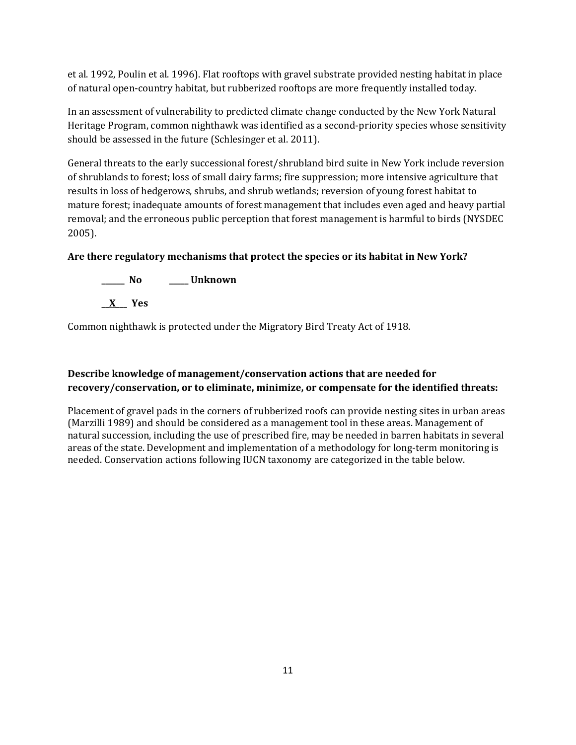et al. 1992, Poulin et al. 1996). Flat rooftops with gravel substrate provided nesting habitat in place of natural open-country habitat, but rubberized rooftops are more frequently installed today.

In an assessment of vulnerability to predicted climate change conducted by the New York Natural Heritage Program, common nighthawk was identified as a second-priority species whose sensitivity should be assessed in the future (Schlesinger et al. 2011).

General threats to the early successional forest/shrubland bird suite in New York include reversion of shrublands to forest; loss of small dairy farms; fire suppression; more intensive agriculture that results in loss of hedgerows, shrubs, and shrub wetlands; reversion of young forest habitat to mature forest; inadequate amounts of forest management that includes even aged and heavy partial removal; and the erroneous public perception that forest management is harmful to birds (NYSDEC 2005).

**Are there regulatory mechanisms that protect the species or its habitat in New York?**

**______ No          _____ Unknown**

**__X___ Yes**

Common nighthawk is protected under the Migratory Bird Treaty Act of 1918.

**Describe knowledge of management/conservation actions that are needed for recovery/conservation, or to eliminate, minimize, or compensate for the identified threats:**

Placement of gravel pads in the corners of rubberized roofs can provide nesting sites in urban areas (Marzilli 1989) and should be considered as a management tool in these areas. Management of natural succession, including the use of prescribed fire, may be needed in barren habitats in several areas of the state. Development and implementation of a methodology for long-term monitoring is needed. Conservation actions following IUCN taxonomy are categorized in the table below.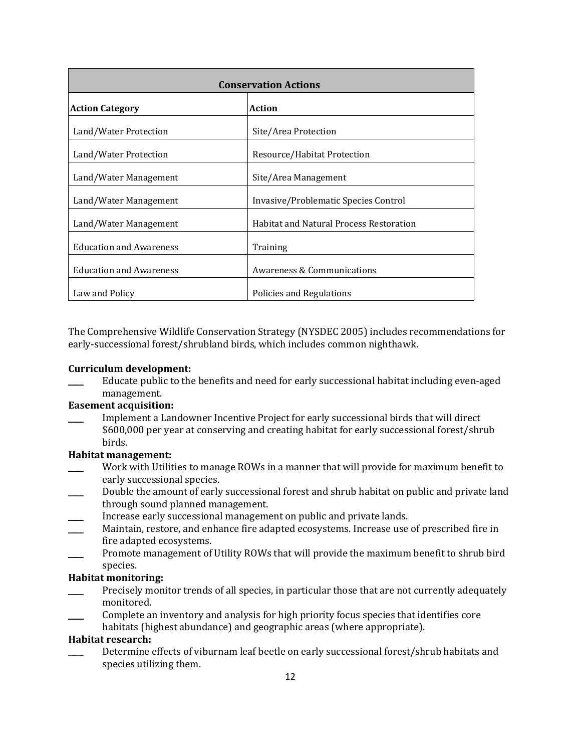| Conservation Actions | |
|---|---|
| **Action Category** | **Action** |
| Land/Water Protection | Site/Area Protection |
| Land/Water Protection | Resource/Habitat Protection |
| Land/Water Management | Site/Area Management |
| Land/Water Management | Invasive/Problematic Species Control |
| Land/Water Management | Habitat and Natural Process Restoration |
| Education and Awareness | Training |
| Education and Awareness | Awareness & Communications |
| Law and Policy | Policies and Regulations |

The Comprehensive Wildlife Conservation Strategy (NYSDEC 2005) includes recommendations for early-successional forest/shrubland birds, which includes common nighthawk.

**Curriculum development:**

____ Educate public to the benefits and need for early successional habitat including even-aged management.

**Easement acquisition:**

____ Implement a Landowner Incentive Project for early successional birds that will direct $600,000 per year at conserving and creating habitat for early successional forest/shrub birds.

**Habitat management:**

____ Work with Utilities to manage ROWs in a manner that will provide for maximum benefit to early successional species.

____ Double the amount of early successional forest and shrub habitat on public and private land through sound planned management.

____ Increase early successional management on public and private lands.

____ Maintain, restore, and enhance fire adapted ecosystems. Increase use of prescribed fire in fire adapted ecosystems.

____ Promote management of Utility ROWs that will provide the maximum benefit to shrub bird species.

**Habitat monitoring:**

____ Precisely monitor trends of all species, in particular those that are not currently adequately monitored.

____ Complete an inventory and analysis for high priority focus species that identifies core habitats (highest abundance) and geographic areas (where appropriate).

**Habitat research:**

____ Determine effects of viburnam leaf beetle on early successional forest/shrub habitats and species utilizing them.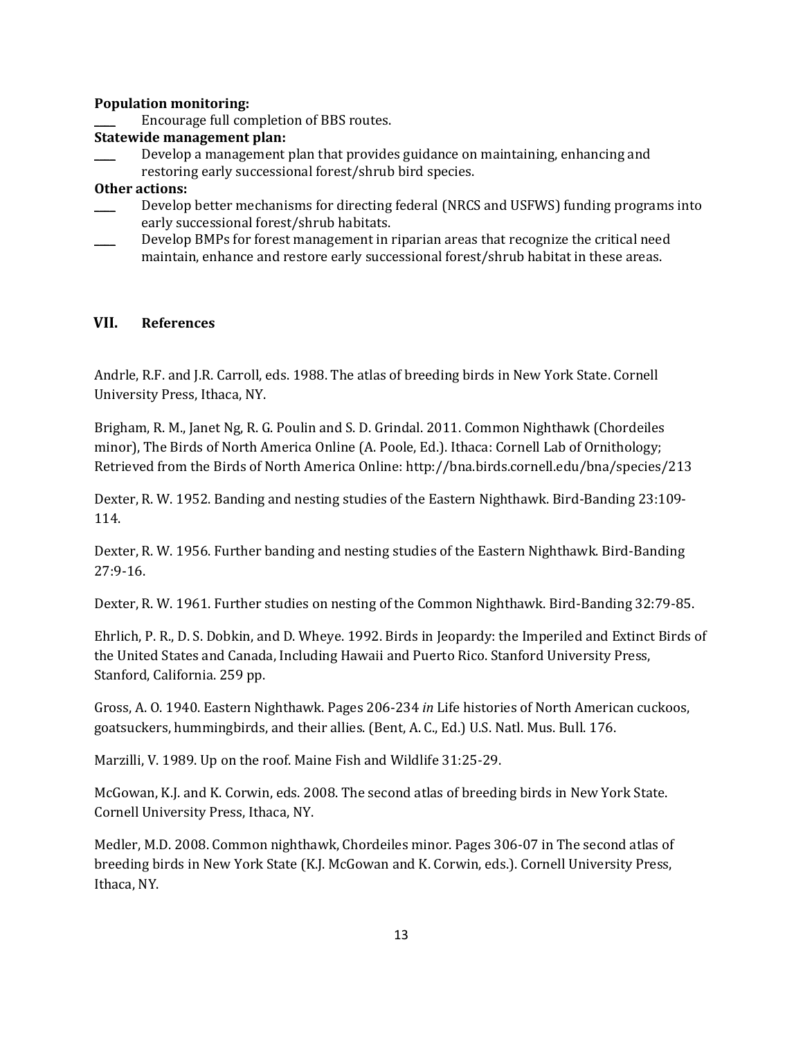**Population monitoring:**

____ Encourage full completion of BBS routes.

**Statewide management plan:**

____ Develop a management plan that provides guidance on maintaining, enhancing and restoring early successional forest/shrub bird species.

**Other actions:**

____ Develop better mechanisms for directing federal (NRCS and USFWS) funding programs into early successional forest/shrub habitats.

____ Develop BMPs for forest management in riparian areas that recognize the critical need maintain, enhance and restore early successional forest/shrub habitat in these areas.

## VII. References

Andrle, R.F. and J.R. Carroll, eds. 1988. The atlas of breeding birds in New York State. Cornell University Press, Ithaca, NY.

Brigham, R. M., Janet Ng, R. G. Poulin and S. D. Grindal. 2011. Common Nighthawk (Chordeiles minor), The Birds of North America Online (A. Poole, Ed.). Ithaca: Cornell Lab of Ornithology; Retrieved from the Birds of North America Online: http://bna.birds.cornell.edu/bna/species/213

Dexter, R. W. 1952. Banding and nesting studies of the Eastern Nighthawk. Bird-Banding 23:109-114.

Dexter, R. W. 1956. Further banding and nesting studies of the Eastern Nighthawk. Bird-Banding 27:9-16.

Dexter, R. W. 1961. Further studies on nesting of the Common Nighthawk. Bird-Banding 32:79-85.

Ehrlich, P. R., D. S. Dobkin, and D. Wheye. 1992. Birds in Jeopardy: the Imperiled and Extinct Birds of the United States and Canada, Including Hawaii and Puerto Rico. Stanford University Press, Stanford, California. 259 pp.

Gross, A. O. 1940. Eastern Nighthawk. Pages 206-234 *in* Life histories of North American cuckoos, goatsuckers, hummingbirds, and their allies. (Bent, A. C., Ed.) U.S. Natl. Mus. Bull. 176.

Marzilli, V. 1989. Up on the roof. Maine Fish and Wildlife 31:25-29.

McGowan, K.J. and K. Corwin, eds. 2008. The second atlas of breeding birds in New York State. Cornell University Press, Ithaca, NY.

Medler, M.D. 2008. Common nighthawk, Chordeiles minor. Pages 306-07 in The second atlas of breeding birds in New York State (K.J. McGowan and K. Corwin, eds.). Cornell University Press, Ithaca, NY.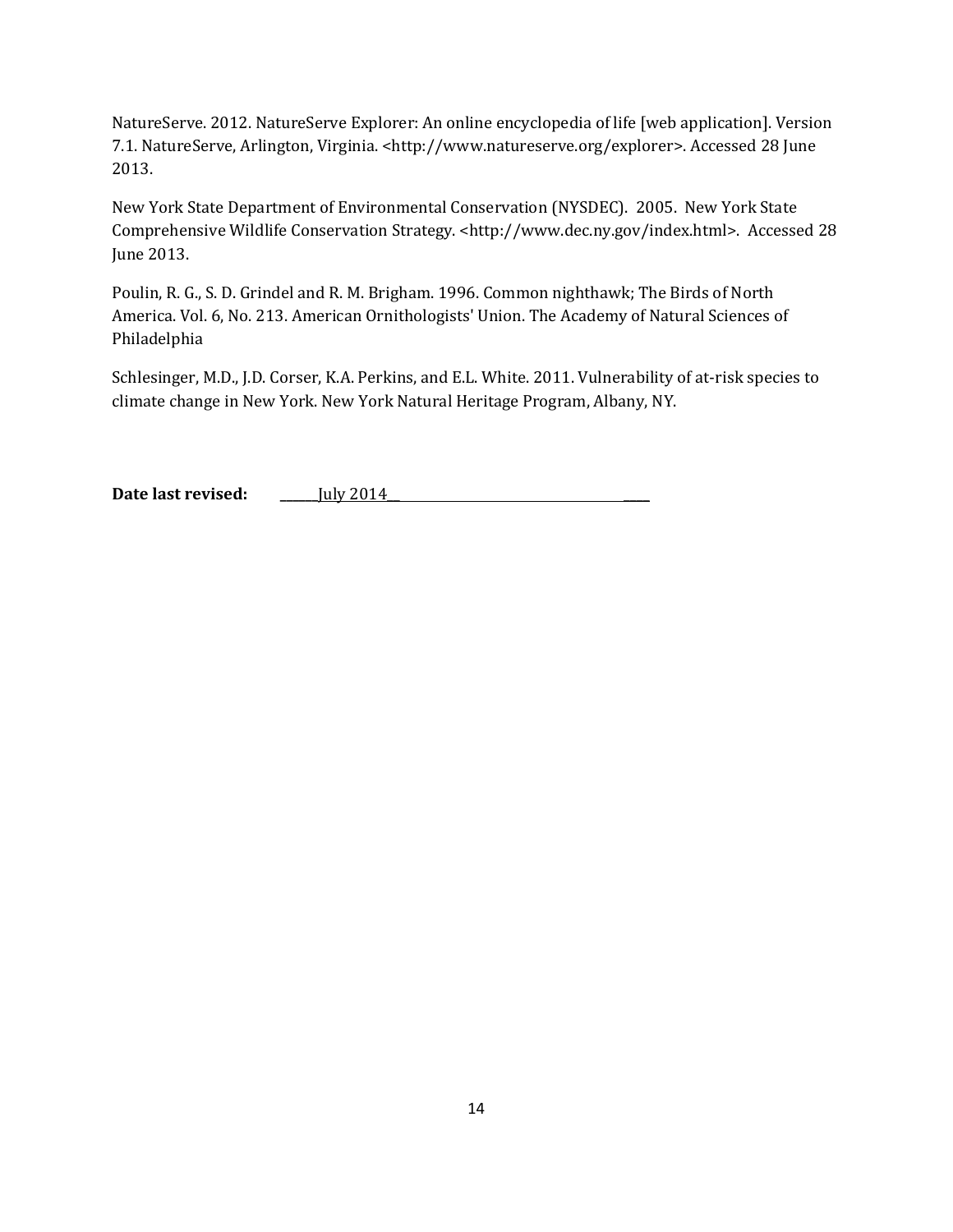NatureServe. 2012. NatureServe Explorer: An online encyclopedia of life [web application]. Version 7.1. NatureServe, Arlington, Virginia. <http://www.natureserve.org/explorer>. Accessed 28 June 2013.

New York State Department of Environmental Conservation (NYSDEC). 2005. New York State Comprehensive Wildlife Conservation Strategy. <http://www.dec.ny.gov/index.html>. Accessed 28 June 2013.

Poulin, R. G., S. D. Grindel and R. M. Brigham. 1996. Common nighthawk; The Birds of North America. Vol. 6, No. 213. American Ornithologists' Union. The Academy of Natural Sciences of Philadelphia

Schlesinger, M.D., J.D. Corser, K.A. Perkins, and E.L. White. 2011. Vulnerability of at-risk species to climate change in New York. New York Natural Heritage Program, Albany, NY.

**Date last revised:** July 2014